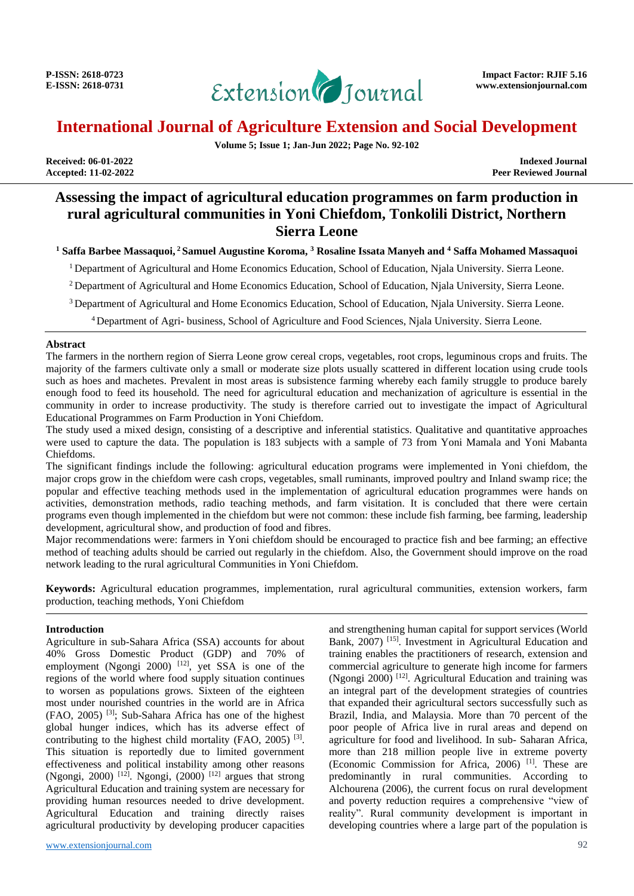# Assessing the impact of agricultural education programmes on farm production in rural agricultural communities in Yoni Chiefdom, Tonkolili District, Northern Sierra Leone

**[1] Saffa Barbee Massaquoi, [2] Samuel Augustine Koroma, [3] Rosaline Issata Manyeh and [4] Saffa Mohamed Massaquoi**

[1] Department of Agricultural and Home Economics Education, School of Education, Njala University. Sierra Leone.

[2] Department of Agricultural and Home Economics Education, School of Education, Njala University, Sierra Leone.

[3] Department of Agricultural and Home Economics Education, School of Education, Njala University. Sierra Leone.

[4] Department of Agri- business, School of Agriculture and Food Sciences, Njala University. Sierra Leone.

## Abstract

The farmers in the northern region of Sierra Leone grow cereal crops, vegetables, root crops, leguminous crops and fruits. The majority of the farmers cultivate only a small or moderate size plots usually scattered in different location using crude tools such as hoes and machetes. Prevalent in most areas is subsistence farming whereby each family struggle to produce barely enough food to feed its household. The need for agricultural education and mechanization of agriculture is essential in the community in order to increase productivity. The study is therefore carried out to investigate the impact of Agricultural Educational Programmes on Farm Production in Yoni Chiefdom.

The study used a mixed design, consisting of a descriptive and inferential statistics. Qualitative and quantitative approaches were used to capture the data. The population is 183 subjects with a sample of 73 from Yoni Mamala and Yoni Mabanta Chiefdoms.

The significant findings include the following: agricultural education programs were implemented in Yoni chiefdom, the major crops grow in the chiefdom were cash crops, vegetables, small ruminants, improved poultry and Inland swamp rice; the popular and effective teaching methods used in the implementation of agricultural education programmes were hands on activities, demonstration methods, radio teaching methods, and farm visitation. It is concluded that there were certain programs even though implemented in the chiefdom but were not common: these include fish farming, bee farming, leadership development, agricultural show, and production of food and fibres.

Major recommendations were: farmers in Yoni chiefdom should be encouraged to practice fish and bee farming; an effective method of teaching adults should be carried out regularly in the chiefdom. Also, the Government should improve on the road network leading to the rural agricultural Communities in Yoni Chiefdom.

**Keywords:** Agricultural education programmes, implementation, rural agricultural communities, extension workers, farm production, teaching methods, Yoni Chiefdom

## Introduction

Agriculture in sub-Sahara Africa (SSA) accounts for about 40% Gross Domestic Product (GDP) and 70% of employment (Ngongi 2000) [12], yet SSA is one of the regions of the world where food supply situation continues to worsen as populations grows. Sixteen of the eighteen most under nourished countries in the world are in Africa (FAO, 2005) [3]; Sub-Sahara Africa has one of the highest global hunger indices, which has its adverse effect of contributing to the highest child mortality (FAO, 2005) [3]. This situation is reportedly due to limited government effectiveness and political instability among other reasons (Ngongi, 2000) [12]. Ngongi, (2000) [12] argues that strong Agricultural Education and training system are necessary for providing human resources needed to drive development. Agricultural Education and training directly raises agricultural productivity by developing producer capacities and strengthening human capital for support services (World Bank, 2007) [15]. Investment in Agricultural Education and training enables the practitioners of research, extension and commercial agriculture to generate high income for farmers (Ngongi 2000) [12]. Agricultural Education and training was an integral part of the development strategies of countries that expanded their agricultural sectors successfully such as Brazil, India, and Malaysia. More than 70 percent of the poor people of Africa live in rural areas and depend on agriculture for food and livelihood. In sub- Saharan Africa, more than 218 million people live in extreme poverty (Economic Commission for Africa, 2006) [1]. These are predominantly in rural communities. According to Alchourena (2006), the current focus on rural development and poverty reduction requires a comprehensive "view of reality". Rural community development is important in developing countries where a large part of the population is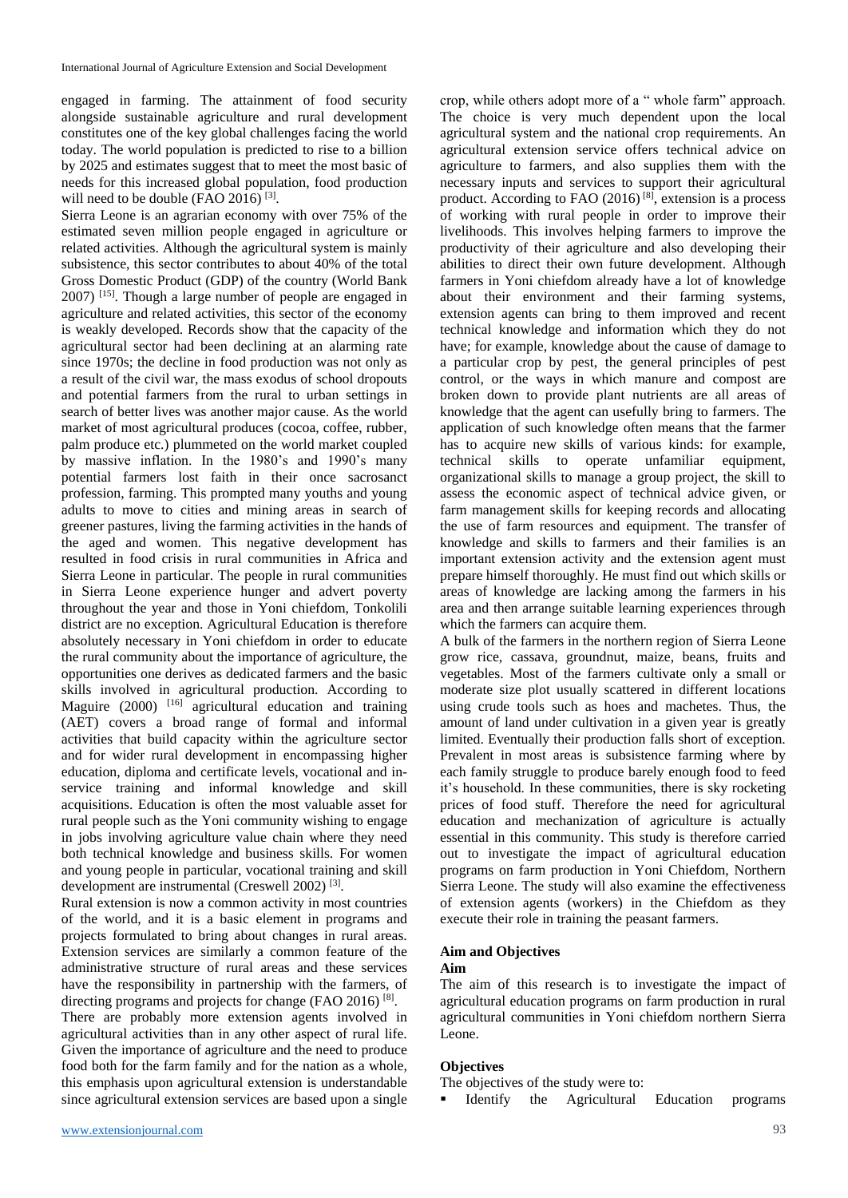engaged in farming. The attainment of food security alongside sustainable agriculture and rural development constitutes one of the key global challenges facing the world today. The world population is predicted to rise to a billion by 2025 and estimates suggest that to meet the most basic of needs for this increased global population, food production will need to be double (FAO 2016) [3].

Sierra Leone is an agrarian economy with over 75% of the estimated seven million people engaged in agriculture or related activities. Although the agricultural system is mainly subsistence, this sector contributes to about 40% of the total Gross Domestic Product (GDP) of the country (World Bank 2007) [15]. Though a large number of people are engaged in agriculture and related activities, this sector of the economy is weakly developed. Records show that the capacity of the agricultural sector had been declining at an alarming rate since 1970s; the decline in food production was not only as a result of the civil war, the mass exodus of school dropouts and potential farmers from the rural to urban settings in search of better lives was another major cause. As the world market of most agricultural produces (cocoa, coffee, rubber, palm produce etc.) plummeted on the world market coupled by massive inflation. In the 1980's and 1990's many potential farmers lost faith in their once sacrosanct profession, farming. This prompted many youths and young adults to move to cities and mining areas in search of greener pastures, living the farming activities in the hands of the aged and women. This negative development has resulted in food crisis in rural communities in Africa and Sierra Leone in particular. The people in rural communities in Sierra Leone experience hunger and advert poverty throughout the year and those in Yoni chiefdom, Tonkolili district are no exception. Agricultural Education is therefore absolutely necessary in Yoni chiefdom in order to educate the rural community about the importance of agriculture, the opportunities one derives as dedicated farmers and the basic skills involved in agricultural production. According to Maguire (2000) [16] agricultural education and training (AET) covers a broad range of formal and informal activities that build capacity within the agriculture sector and for wider rural development in encompassing higher education, diploma and certificate levels, vocational and in-service training and informal knowledge and skill acquisitions. Education is often the most valuable asset for rural people such as the Yoni community wishing to engage in jobs involving agriculture value chain where they need both technical knowledge and business skills. For women and young people in particular, vocational training and skill development are instrumental (Creswell 2002) [3].

Rural extension is now a common activity in most countries of the world, and it is a basic element in programs and projects formulated to bring about changes in rural areas. Extension services are similarly a common feature of the administrative structure of rural areas and these services have the responsibility in partnership with the farmers, of directing programs and projects for change (FAO 2016) [8].

There are probably more extension agents involved in agricultural activities than in any other aspect of rural life. Given the importance of agriculture and the need to produce food both for the farm family and for the nation as a whole, this emphasis upon agricultural extension is understandable since agricultural extension services are based upon a single crop, while others adopt more of a " whole farm" approach. The choice is very much dependent upon the local agricultural system and the national crop requirements. An agricultural extension service offers technical advice on agriculture to farmers, and also supplies them with the necessary inputs and services to support their agricultural product. According to FAO (2016) [8], extension is a process of working with rural people in order to improve their livelihoods. This involves helping farmers to improve the productivity of their agriculture and also developing their abilities to direct their own future development. Although farmers in Yoni chiefdom already have a lot of knowledge about their environment and their farming systems, extension agents can bring to them improved and recent technical knowledge and information which they do not have; for example, knowledge about the cause of damage to a particular crop by pest, the general principles of pest control, or the ways in which manure and compost are broken down to provide plant nutrients are all areas of knowledge that the agent can usefully bring to farmers. The application of such knowledge often means that the farmer has to acquire new skills of various kinds: for example, technical skills to operate unfamiliar equipment, organizational skills to manage a group project, the skill to assess the economic aspect of technical advice given, or farm management skills for keeping records and allocating the use of farm resources and equipment. The transfer of knowledge and skills to farmers and their families is an important extension activity and the extension agent must prepare himself thoroughly. He must find out which skills or areas of knowledge are lacking among the farmers in his area and then arrange suitable learning experiences through which the farmers can acquire them.

A bulk of the farmers in the northern region of Sierra Leone grow rice, cassava, groundnut, maize, beans, fruits and vegetables. Most of the farmers cultivate only a small or moderate size plot usually scattered in different locations using crude tools such as hoes and machetes. Thus, the amount of land under cultivation in a given year is greatly limited. Eventually their production falls short of exception. Prevalent in most areas is subsistence farming where by each family struggle to produce barely enough food to feed it's household. In these communities, there is sky rocketing prices of food stuff. Therefore the need for agricultural education and mechanization of agriculture is actually essential in this community. This study is therefore carried out to investigate the impact of agricultural education programs on farm production in Yoni Chiefdom, Northern Sierra Leone. The study will also examine the effectiveness of extension agents (workers) in the Chiefdom as they execute their role in training the peasant farmers.

## Aim and Objectives

### Aim

The aim of this research is to investigate the impact of agricultural education programs on farm production in rural agricultural communities in Yoni chiefdom northern Sierra Leone.

### Objectives

The objectives of the study were to:

- Identify the Agricultural Education programs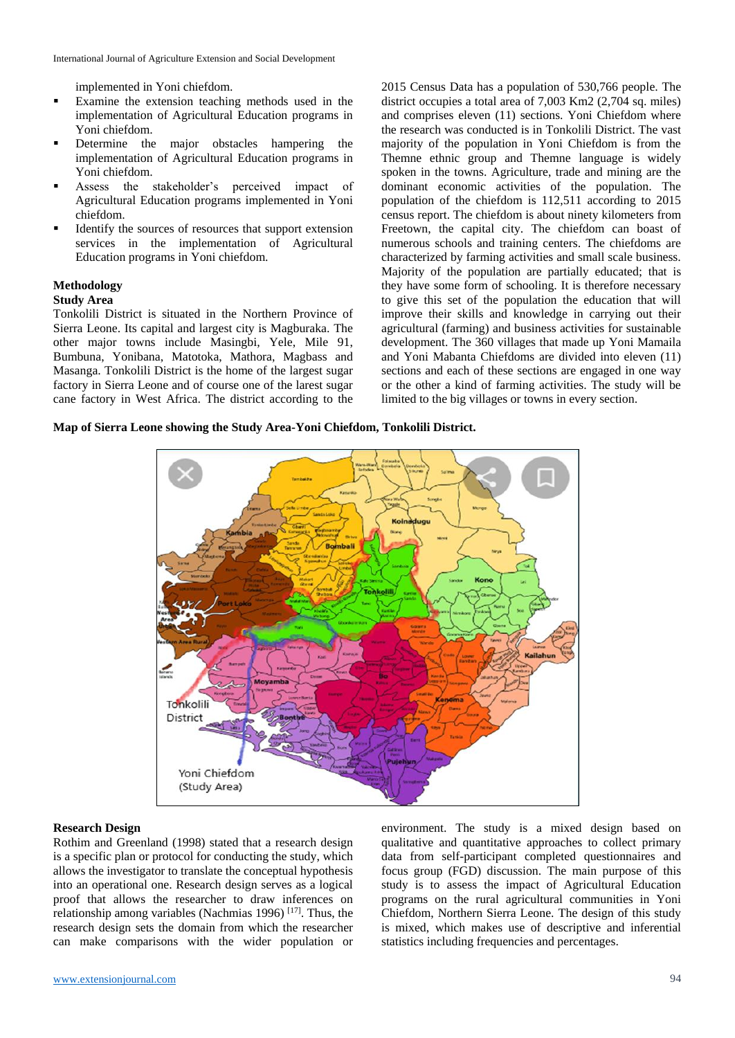implemented in Yoni chiefdom.

- Examine the extension teaching methods used in the implementation of Agricultural Education programs in Yoni chiefdom.
- Determine the major obstacles hampering the implementation of Agricultural Education programs in Yoni chiefdom.
- Assess the stakeholder's perceived impact of Agricultural Education programs implemented in Yoni chiefdom.
- Identify the sources of resources that support extension services in the implementation of Agricultural Education programs in Yoni chiefdom.

## Methodology

### Study Area

Tonkolili District is situated in the Northern Province of Sierra Leone. Its capital and largest city is Magburaka. The other major towns include Masingbi, Yele, Mile 91, Bumbuna, Yonibana, Matotoka, Mathora, Magbass and Masanga. Tonkolili District is the home of the largest sugar factory in Sierra Leone and of course one of the larest sugar cane factory in West Africa. The district according to the 2015 Census Data has a population of 530,766 people. The district occupies a total area of 7,003 Km2 (2,704 sq. miles) and comprises eleven (11) sections. Yoni Chiefdom where the research was conducted is in Tonkolili District. The vast majority of the population in Yoni Chiefdom is from the Themne ethnic group and Themne language is widely spoken in the towns. Agriculture, trade and mining are the dominant economic activities of the population. The population of the chiefdom is 112,511 according to 2015 census report. The chiefdom is about ninety kilometers from Freetown, the capital city. The chiefdom can boast of numerous schools and training centers. The chiefdoms are characterized by farming activities and small scale business. Majority of the population are partially educated; that is they have some form of schooling. It is therefore necessary to give this set of the population the education that will improve their skills and knowledge in carrying out their agricultural (farming) and business activities for sustainable development. The 360 villages that made up Yoni Mamaila and Yoni Mabanta Chiefdoms are divided into eleven (11) sections and each of these sections are engaged in one way or the other a kind of farming activities. The study will be limited to the big villages or towns in every section.

**Map of Sierra Leone showing the Study Area-Yoni Chiefdom, Tonkolili District.**

### Research Design

Rothim and Greenland (1998) stated that a research design is a specific plan or protocol for conducting the study, which allows the investigator to translate the conceptual hypothesis into an operational one. Research design serves as a logical proof that allows the researcher to draw inferences on relationship among variables (Nachmias 1996) [17]. Thus, the research design sets the domain from which the researcher can make comparisons with the wider population or environment. The study is a mixed design based on qualitative and quantitative approaches to collect primary data from self-participant completed questionnaires and focus group (FGD) discussion. The main purpose of this study is to assess the impact of Agricultural Education programs on the rural agricultural communities in Yoni Chiefdom, Northern Sierra Leone. The design of this study is mixed, which makes use of descriptive and inferential statistics including frequencies and percentages.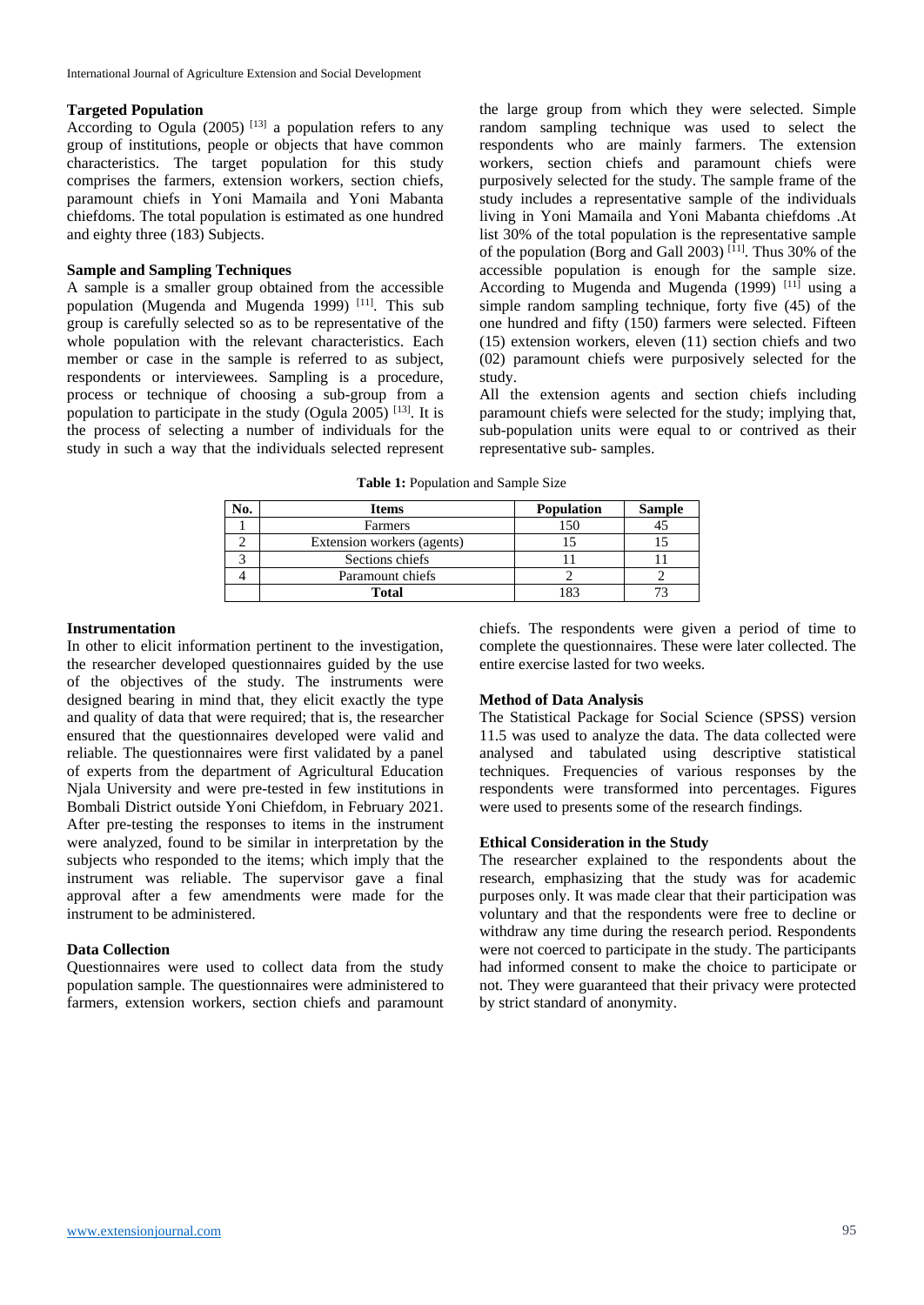### Targeted Population

According to Ogula (2005) [13] a population refers to any group of institutions, people or objects that have common characteristics. The target population for this study comprises the farmers, extension workers, section chiefs, paramount chiefs in Yoni Mamaila and Yoni Mabanta chiefdoms. The total population is estimated as one hundred and eighty three (183) Subjects.

### Sample and Sampling Techniques

A sample is a smaller group obtained from the accessible population (Mugenda and Mugenda 1999) [11]. This sub group is carefully selected so as to be representative of the whole population with the relevant characteristics. Each member or case in the sample is referred to as subject, respondents or interviewees. Sampling is a procedure, process or technique of choosing a sub-group from a population to participate in the study (Ogula 2005) [13]. It is the process of selecting a number of individuals for the study in such a way that the individuals selected represent the large group from which they were selected. Simple random sampling technique was used to select the respondents who are mainly farmers. The extension workers, section chiefs and paramount chiefs were purposively selected for the study. The sample frame of the study includes a representative sample of the individuals living in Yoni Mamaila and Yoni Mabanta chiefdoms .At list 30% of the total population is the representative sample of the population (Borg and Gall 2003) [11]. Thus 30% of the accessible population is enough for the sample size. According to Mugenda and Mugenda (1999) [11] using a simple random sampling technique, forty five (45) of the one hundred and fifty (150) farmers were selected. Fifteen (15) extension workers, eleven (11) section chiefs and two (02) paramount chiefs were purposively selected for the study.

All the extension agents and section chiefs including paramount chiefs were selected for the study; implying that, sub-population units were equal to or contrived as their representative sub- samples.

**Table 1:** Population and Sample Size

| No. | Items | Population | Sample |
|---|---|---|---|
| 1 | Farmers | 150 | 45 |
| 2 | Extension workers (agents) | 15 | 15 |
| 3 | Sections chiefs | 11 | 11 |
| 4 | Paramount chiefs | 2 | 2 |
| | **Total** | 183 | 73 |

### Instrumentation

In other to elicit information pertinent to the investigation, the researcher developed questionnaires guided by the use of the objectives of the study. The instruments were designed bearing in mind that, they elicit exactly the type and quality of data that were required; that is, the researcher ensured that the questionnaires developed were valid and reliable. The questionnaires were first validated by a panel of experts from the department of Agricultural Education Njala University and were pre-tested in few institutions in Bombali District outside Yoni Chiefdom, in February 2021. After pre-testing the responses to items in the instrument were analyzed, found to be similar in interpretation by the subjects who responded to the items; which imply that the instrument was reliable. The supervisor gave a final approval after a few amendments were made for the instrument to be administered.

### Data Collection

Questionnaires were used to collect data from the study population sample. The questionnaires were administered to farmers, extension workers, section chiefs and paramount chiefs. The respondents were given a period of time to complete the questionnaires. These were later collected. The entire exercise lasted for two weeks.

### Method of Data Analysis

The Statistical Package for Social Science (SPSS) version 11.5 was used to analyze the data. The data collected were analysed and tabulated using descriptive statistical techniques. Frequencies of various responses by the respondents were transformed into percentages. Figures were used to presents some of the research findings.

### Ethical Consideration in the Study

The researcher explained to the respondents about the research, emphasizing that the study was for academic purposes only. It was made clear that their participation was voluntary and that the respondents were free to decline or withdraw any time during the research period. Respondents were not coerced to participate in the study. The participants had informed consent to make the choice to participate or not. They were guaranteed that their privacy were protected by strict standard of anonymity.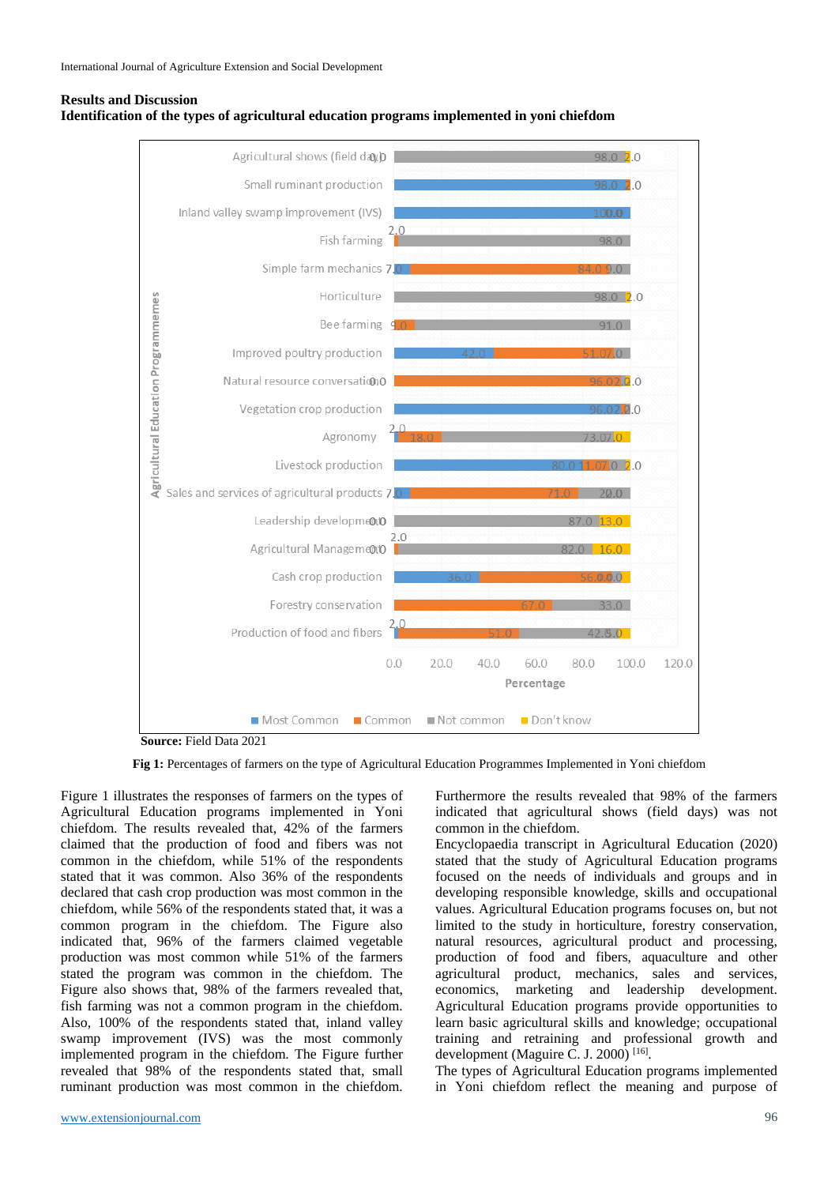## Results and Discussion

### Identification of the types of agricultural education programs implemented in yoni chiefdom

Source: Field Data 2021

**Fig 1:** Percentages of farmers on the type of Agricultural Education Programmes Implemented in Yoni chiefdom

Figure 1 illustrates the responses of farmers on the types of Agricultural Education programs implemented in Yoni chiefdom. The results revealed that, 42% of the farmers claimed that the production of food and fibers was not common in the chiefdom, while 51% of the respondents stated that it was common. Also 36% of the respondents declared that cash crop production was most common in the chiefdom, while 56% of the respondents stated that, it was a common program in the chiefdom. The Figure also indicated that, 96% of the farmers claimed vegetable production was most common while 51% of the farmers stated the program was common in the chiefdom. The Figure also shows that, 98% of the farmers revealed that, fish farming was not a common program in the chiefdom. Also, 100% of the respondents stated that, inland valley swamp improvement (IVS) was the most commonly implemented program in the chiefdom. The Figure further revealed that 98% of the respondents stated that, small ruminant production was most common in the chiefdom. Furthermore the results revealed that 98% of the farmers indicated that agricultural shows (field days) was not common in the chiefdom.

Encyclopaedia transcript in Agricultural Education (2020) stated that the study of Agricultural Education programs focused on the needs of individuals and groups and in developing responsible knowledge, skills and occupational values. Agricultural Education programs focuses on, but not limited to the study in horticulture, forestry conservation, natural resources, agricultural product and processing, production of food and fibers, aquaculture and other agricultural product, mechanics, sales and services, economics, marketing and leadership development. Agricultural Education programs provide opportunities to learn basic agricultural skills and knowledge; occupational training and retraining and professional growth and development (Maguire C. J. 2000) [16].

The types of Agricultural Education programs implemented in Yoni chiefdom reflect the meaning and purpose of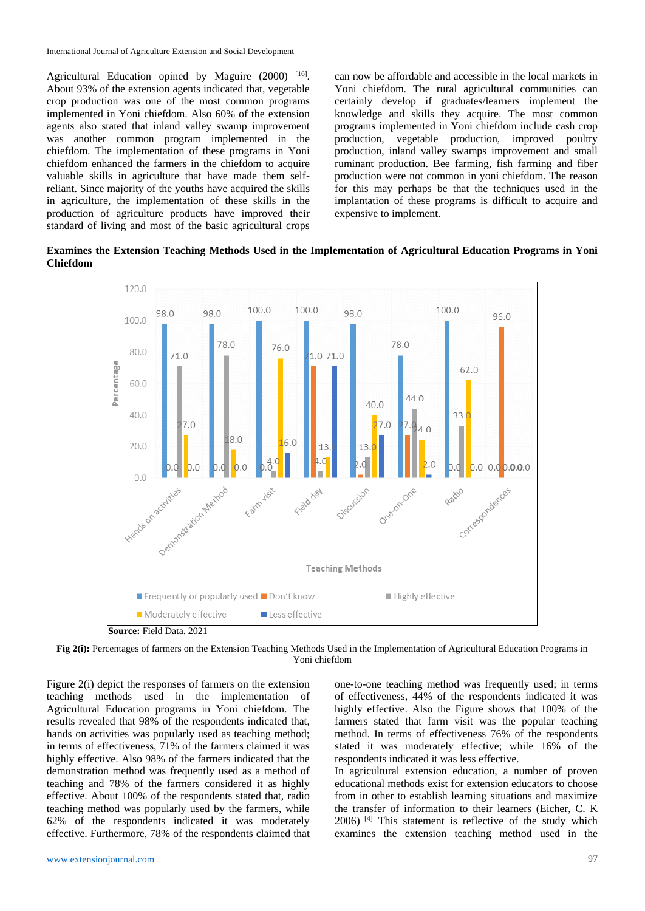Agricultural Education opined by Maguire (2000) [16]. About 93% of the extension agents indicated that, vegetable crop production was one of the most common programs implemented in Yoni chiefdom. Also 60% of the extension agents also stated that inland valley swamp improvement was another common program implemented in the chiefdom. The implementation of these programs in Yoni chiefdom enhanced the farmers in the chiefdom to acquire valuable skills in agriculture that have made them self-reliant. Since majority of the youths have acquired the skills in agriculture, the implementation of these skills in the production of agriculture products have improved their standard of living and most of the basic agricultural crops can now be affordable and accessible in the local markets in Yoni chiefdom. The rural agricultural communities can certainly develop if graduates/learners implement the knowledge and skills they acquire. The most common programs implemented in Yoni chiefdom include cash crop production, vegetable production, improved poultry production, inland valley swamps improvement and small ruminant production. Bee farming, fish farming and fiber production were not common in yoni chiefdom. The reason for this may perhaps be that the techniques used in the implantation of these programs is difficult to acquire and expensive to implement.

**Examines the Extension Teaching Methods Used in the Implementation of Agricultural Education Programs in Yoni Chiefdom**

| Teaching Methods | Frequently or popularly used | Don't know | Highly effective | Moderately effective | Less effective |
|---|---|---|---|---|---|
| Hands on activities | 98.0 | 0.0 | 71.0 | 27.0 | 0.0 |
| Demonstration Method | 98.0 | 0.0 | 78.0 | 18.0 | 0.0 |
| Farm visit | 100.0 | 0.0 | 4.0 | 76.0 | 16.0 |
| Field day | 100.0 | 71.0 | 4.0 | 13.0 | 71.0 |
| Discussion | 98.0 | 2.0 | 13.0 | 40.0 | 27.0 |
| One-on-One | 78.0 | 27.0 | 44.0 | 24.0 | 2.0 |
| Radio | 100.0 | 0.0 | 33.0 | 62.0 | 0.0 |
| Correspondences | 0.0 | 96.0 | 0.0 | 0.0 | 0.0 |

**Source:** Field Data. 2021

**Fig 2(i):** Percentages of farmers on the Extension Teaching Methods Used in the Implementation of Agricultural Education Programs in Yoni chiefdom

Figure 2(i) depict the responses of farmers on the extension teaching methods used in the implementation of Agricultural Education programs in Yoni chiefdom. The results revealed that 98% of the respondents indicated that, hands on activities was popularly used as teaching method; in terms of effectiveness, 71% of the farmers claimed it was highly effective. Also 98% of the farmers indicated that the demonstration method was frequently used as a method of teaching and 78% of the farmers considered it as highly effective. About 100% of the respondents stated that, radio teaching method was popularly used by the farmers, while 62% of the respondents indicated it was moderately effective. Furthermore, 78% of the respondents claimed that one-to-one teaching method was frequently used; in terms of effectiveness, 44% of the respondents indicated it was highly effective. Also the Figure shows that 100% of the farmers stated that farm visit was the popular teaching method. In terms of effectiveness 76% of the respondents stated it was moderately effective; while 16% of the respondents indicated it was less effective.

In agricultural extension education, a number of proven educational methods exist for extension educators to choose from in other to establish learning situations and maximize the transfer of information to their learners (Eicher, C. K 2006) [4] This statement is reflective of the study which examines the extension teaching method used in the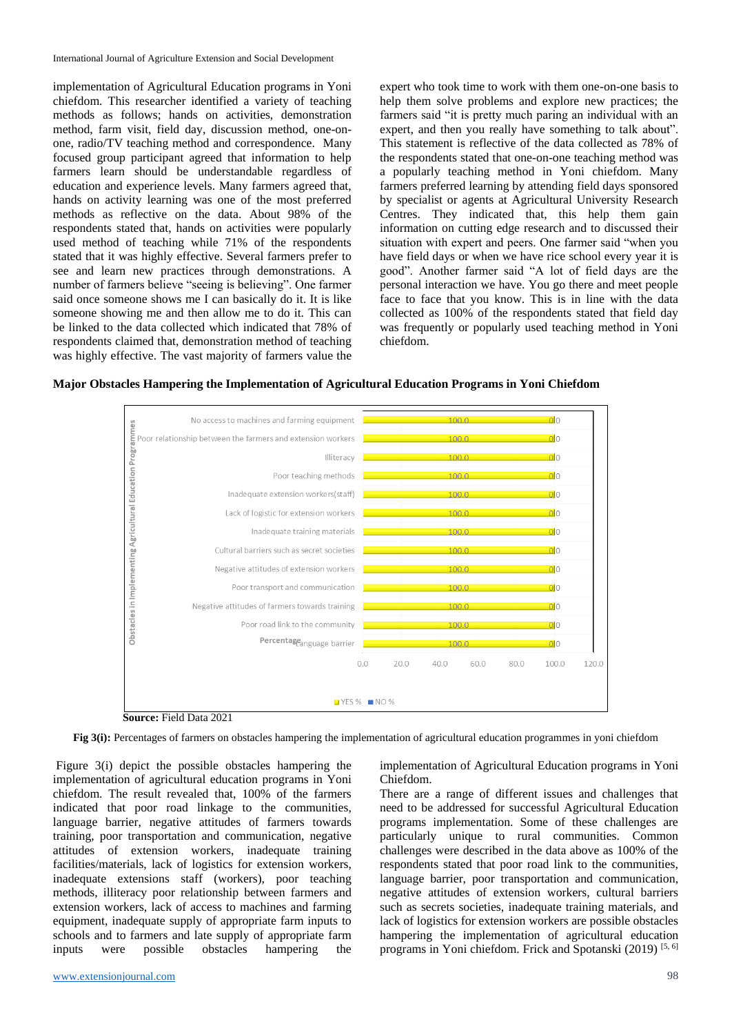implementation of Agricultural Education programs in Yoni chiefdom. This researcher identified a variety of teaching methods as follows; hands on activities, demonstration method, farm visit, field day, discussion method, one-on-one, radio/TV teaching method and correspondence. Many focused group participant agreed that information to help farmers learn should be understandable regardless of education and experience levels. Many farmers agreed that, hands on activity learning was one of the most preferred methods as reflective on the data. About 98% of the respondents stated that, hands on activities were popularly used method of teaching while 71% of the respondents stated that it was highly effective. Several farmers prefer to see and learn new practices through demonstrations. A number of farmers believe "seeing is believing". One farmer said once someone shows me I can basically do it. It is like someone showing me and then allow me to do it. This can be linked to the data collected which indicated that 78% of respondents claimed that, demonstration method of teaching was highly effective. The vast majority of farmers value the expert who took time to work with them one-on-one basis to help them solve problems and explore new practices; the farmers said "it is pretty much paring an individual with an expert, and then you really have something to talk about". This statement is reflective of the data collected as 78% of the respondents stated that one-on-one teaching method was a popularly teaching method in Yoni chiefdom. Many farmers preferred learning by attending field days sponsored by specialist or agents at Agricultural University Research Centres. They indicated that, this help them gain information on cutting edge research and to discussed their situation with expert and peers. One farmer said "when you have field days or when we have rice school every year it is good". Another farmer said "A lot of field days are the personal interaction we have. You go there and meet people face to face that you know. This is in line with the data collected as 100% of the respondents stated that field day was frequently or popularly used teaching method in Yoni chiefdom.

**Major Obstacles Hampering the Implementation of Agricultural Education Programs in Yoni Chiefdom**

| Obstacles in Implementing Agricultural Education Programmes | YES % | NO % |
|---|---|---|
| No access to machines and farming equipment | 100.0 | 0 |
| Poor relationship between the farmers and extension workers | 100.0 | 0 |
| Illiteracy | 100.0 | 0 |
| Poor teaching methods | 100.0 | 0 |
| Inadequate extension workers(staff) | 100.0 | 0 |
| Lack of logistic for extension workers | 100.0 | 0 |
| Inadequate training materials | 100.0 | 0 |
| Cultural barriers such as secret societies | 100.0 | 0 |
| Negative attitudes of extension workers | 100.0 | 0 |
| Poor transport and communication | 100.0 | 0 |
| Negative attitudes of farmers towards training | 100.0 | 0 |
| Poor road link to the community | 100.0 | 0 |
| Language barrier | 100.0 | 0 |

**Source:** Field Data 2021

**Fig 3(i):** Percentages of farmers on obstacles hampering the implementation of agricultural education programmes in yoni chiefdom

Figure 3(i) depict the possible obstacles hampering the implementation of agricultural education programs in Yoni chiefdom. The result revealed that, 100% of the farmers indicated that poor road linkage to the communities, language barrier, negative attitudes of farmers towards training, poor transportation and communication, negative attitudes of extension workers, inadequate training facilities/materials, lack of logistics for extension workers, inadequate extensions staff (workers), poor teaching methods, illiteracy poor relationship between farmers and extension workers, lack of access to machines and farming equipment, inadequate supply of appropriate farm inputs to schools and to farmers and late supply of appropriate farm inputs were possible obstacles hampering the implementation of Agricultural Education programs in Yoni Chiefdom.

There are a range of different issues and challenges that need to be addressed for successful Agricultural Education programs implementation. Some of these challenges are particularly unique to rural communities. Common challenges were described in the data above as 100% of the respondents stated that poor road link to the communities, language barrier, poor transportation and communication, negative attitudes of extension workers, cultural barriers such as secrets societies, inadequate training materials, and lack of logistics for extension workers are possible obstacles hampering the implementation of agricultural education programs in Yoni chiefdom. Frick and Spotanski (2019) [5, 6]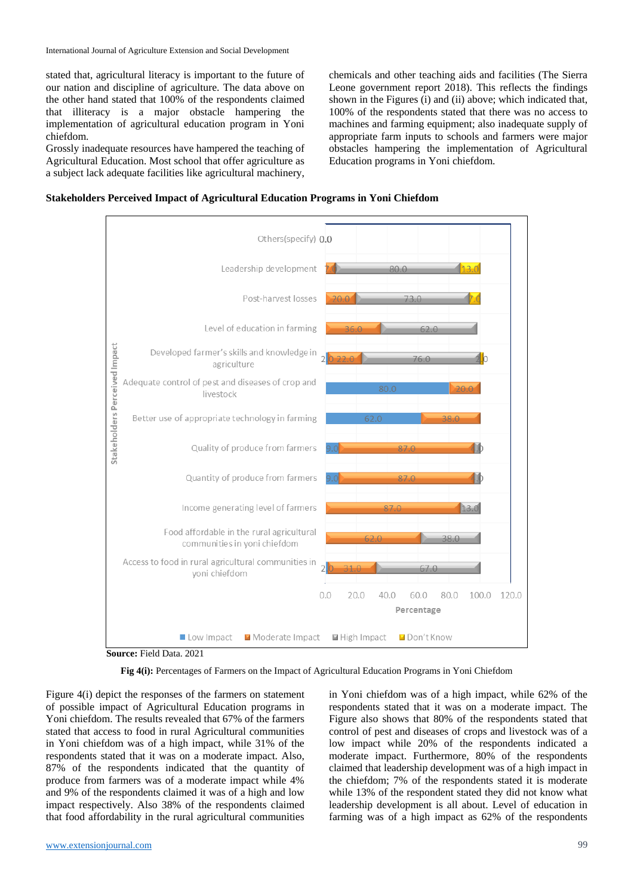stated that, agricultural literacy is important to the future of our nation and discipline of agriculture. The data above on the other hand stated that 100% of the respondents claimed that illiteracy is a major obstacle hampering the implementation of agricultural education program in Yoni chiefdom.

Grossly inadequate resources have hampered the teaching of Agricultural Education. Most school that offer agriculture as a subject lack adequate facilities like agricultural machinery, chemicals and other teaching aids and facilities (The Sierra Leone government report 2018). This reflects the findings shown in the Figures (i) and (ii) above; which indicated that, 100% of the respondents stated that there was no access to machines and farming equipment; also inadequate supply of appropriate farm inputs to schools and farmers were major obstacles hampering the implementation of Agricultural Education programs in Yoni chiefdom.

**Stakeholders Perceived Impact of Agricultural Education Programs in Yoni Chiefdom**

| Stakeholders Perceived Impact | Low Impact | Moderate Impact | High Impact | Don't Know |
|---|---|---|---|---|
| Others(specify) | 0.0 | | | |
| Leadership development | | 7.0 | 80.0 | 13.0 |
| Post-harvest losses | | 20.0 | 73.0 | 7.0 |
| Level of education in farming | | 36.0 | 62.0 | |
| Developed farmer's skills and knowledge in agriculture | 2.0 | 22.0 | 76.0 | 1.0 |
| Adequate control of pest and diseases of crop and livestock | 80.0 | 20.0 | | |
| Better use of appropriate technology in farming | 62.0 | 38.0 | | |
| Quality of produce from farmers | 9.0 | 87.0 | 4.0 | |
| Quantity of produce from farmers | 9.0 | 87.0 | 4.0 | |
| Income generating level of farmers | | 87.0 | 13.0 | |
| Food affordable in the rural agricultural communities in yoni chiefdom | | 62.0 | 38.0 | |
| Access to food in rural agricultural communities in yoni chiefdom | 2.0 | 31.0 | 67.0 | |

**Source:** Field Data. 2021

**Fig 4(i):** Percentages of Farmers on the Impact of Agricultural Education Programs in Yoni Chiefdom

Figure 4(i) depict the responses of the farmers on statement of possible impact of Agricultural Education programs in Yoni chiefdom. The results revealed that 67% of the farmers stated that access to food in rural Agricultural communities in Yoni chiefdom was of a high impact, while 31% of the respondents stated that it was on a moderate impact. Also, 87% of the respondents indicated that the quantity of produce from farmers was of a moderate impact while 4% and 9% of the respondents claimed it was of a high and low impact respectively. Also 38% of the respondents claimed that food affordability in the rural agricultural communities in Yoni chiefdom was of a high impact, while 62% of the respondents stated that it was on a moderate impact. The Figure also shows that 80% of the respondents stated that control of pest and diseases of crops and livestock was of a low impact while 20% of the respondents indicated a moderate impact. Furthermore, 80% of the respondents claimed that leadership development was of a high impact in the chiefdom; 7% of the respondents stated it is moderate while 13% of the respondent stated they did not know what leadership development is all about. Level of education in farming was of a high impact as 62% of the respondents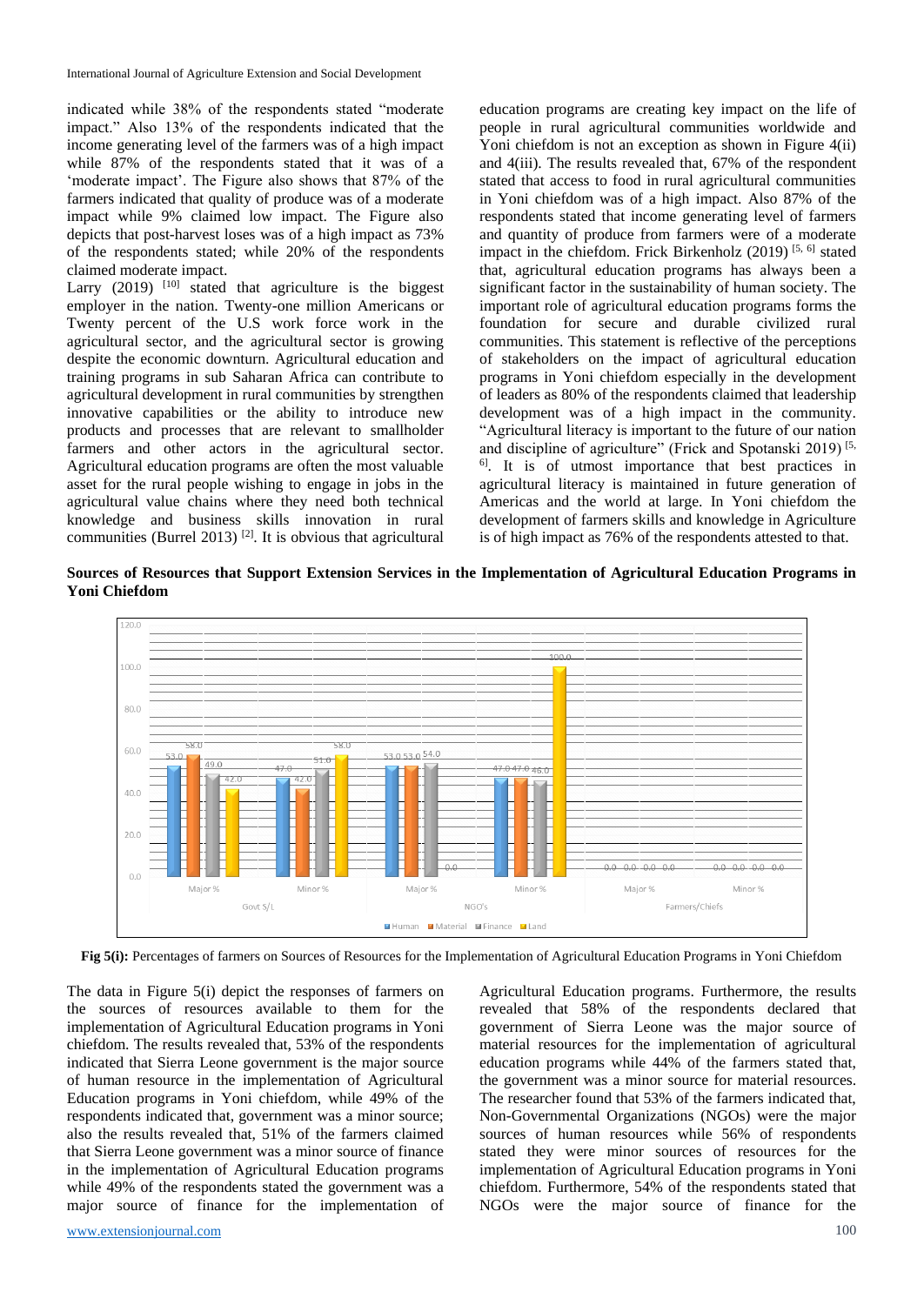indicated while 38% of the respondents stated "moderate impact." Also 13% of the respondents indicated that the income generating level of the farmers was of a high impact while 87% of the respondents stated that it was of a 'moderate impact'. The Figure also shows that 87% of the farmers indicated that quality of produce was of a moderate impact while 9% claimed low impact. The Figure also depicts that post-harvest loses was of a high impact as 73% of the respondents stated; while 20% of the respondents claimed moderate impact.

Larry (2019) [10] stated that agriculture is the biggest employer in the nation. Twenty-one million Americans or Twenty percent of the U.S work force work in the agricultural sector, and the agricultural sector is growing despite the economic downturn. Agricultural education and training programs in sub Saharan Africa can contribute to agricultural development in rural communities by strengthen innovative capabilities or the ability to introduce new products and processes that are relevant to smallholder farmers and other actors in the agricultural sector. Agricultural education programs are often the most valuable asset for the rural people wishing to engage in jobs in the agricultural value chains where they need both technical knowledge and business skills innovation in rural communities (Burrel 2013) [2]. It is obvious that agricultural education programs are creating key impact on the life of people in rural agricultural communities worldwide and Yoni chiefdom is not an exception as shown in Figure 4(ii) and 4(iii). The results revealed that, 67% of the respondent stated that access to food in rural agricultural communities in Yoni chiefdom was of a high impact. Also 87% of the respondents stated that income generating level of farmers and quantity of produce from farmers were of a moderate impact in the chiefdom. Frick Birkenholz (2019) [5, 6] stated that, agricultural education programs has always been a significant factor in the sustainability of human society. The important role of agricultural education programs forms the foundation for secure and durable civilized rural communities. This statement is reflective of the perceptions of stakeholders on the impact of agricultural education programs in Yoni chiefdom especially in the development of leaders as 80% of the respondents claimed that leadership development was of a high impact in the community. "Agricultural literacy is important to the future of our nation and discipline of agriculture" (Frick and Spotanski 2019) [5, 6]. It is of utmost importance that best practices in agricultural literacy is maintained in future generation of Americas and the world at large. In Yoni chiefdom the development of farmers skills and knowledge in Agriculture is of high impact as 76% of the respondents attested to that.

**Sources of Resources that Support Extension Services in the Implementation of Agricultural Education Programs in Yoni Chiefdom**

| Source | Category | Human | Material | Finance | Land |
|---|---|---|---|---|---|
| Govt S/L | Major % | 53.0 | 58.0 | 49.0 | 42.0 |
| | Minor % | 47.0 | 42.0 | 51.0 | 58.0 |
| NGO's | Major % | 53.0 | 53.0 | 54.0 | 0.0 |
| | Minor % | 47.0 | 47.0 | 46.0 | 100.0 |
| Farmers/Chiefs | Major % | 0.0 | 0.0 | 0.0 | 0.0 |
| | Minor % | 0.0 | 0.0 | 0.0 | 0.0 |

**Fig 5(i):** Percentages of farmers on Sources of Resources for the Implementation of Agricultural Education Programs in Yoni Chiefdom

The data in Figure 5(i) depict the responses of farmers on the sources of resources available to them for the implementation of Agricultural Education programs in Yoni chiefdom. The results revealed that, 53% of the respondents indicated that Sierra Leone government is the major source of human resource in the implementation of Agricultural Education programs in Yoni chiefdom, while 49% of the respondents indicated that, government was a minor source; also the results revealed that, 51% of the farmers claimed that Sierra Leone government was a minor source of finance in the implementation of Agricultural Education programs while 49% of the respondents stated the government was a major source of finance for the implementation of Agricultural Education programs. Furthermore, the results revealed that 58% of the respondents declared that government of Sierra Leone was the major source of material resources for the implementation of agricultural education programs while 44% of the farmers stated that, the government was a minor source for material resources. The researcher found that 53% of the farmers indicated that, Non-Governmental Organizations (NGOs) were the major sources of human resources while 56% of respondents stated they were minor sources of resources for the implementation of Agricultural Education programs in Yoni chiefdom. Furthermore, 54% of the respondents stated that NGOs were the major source of finance for the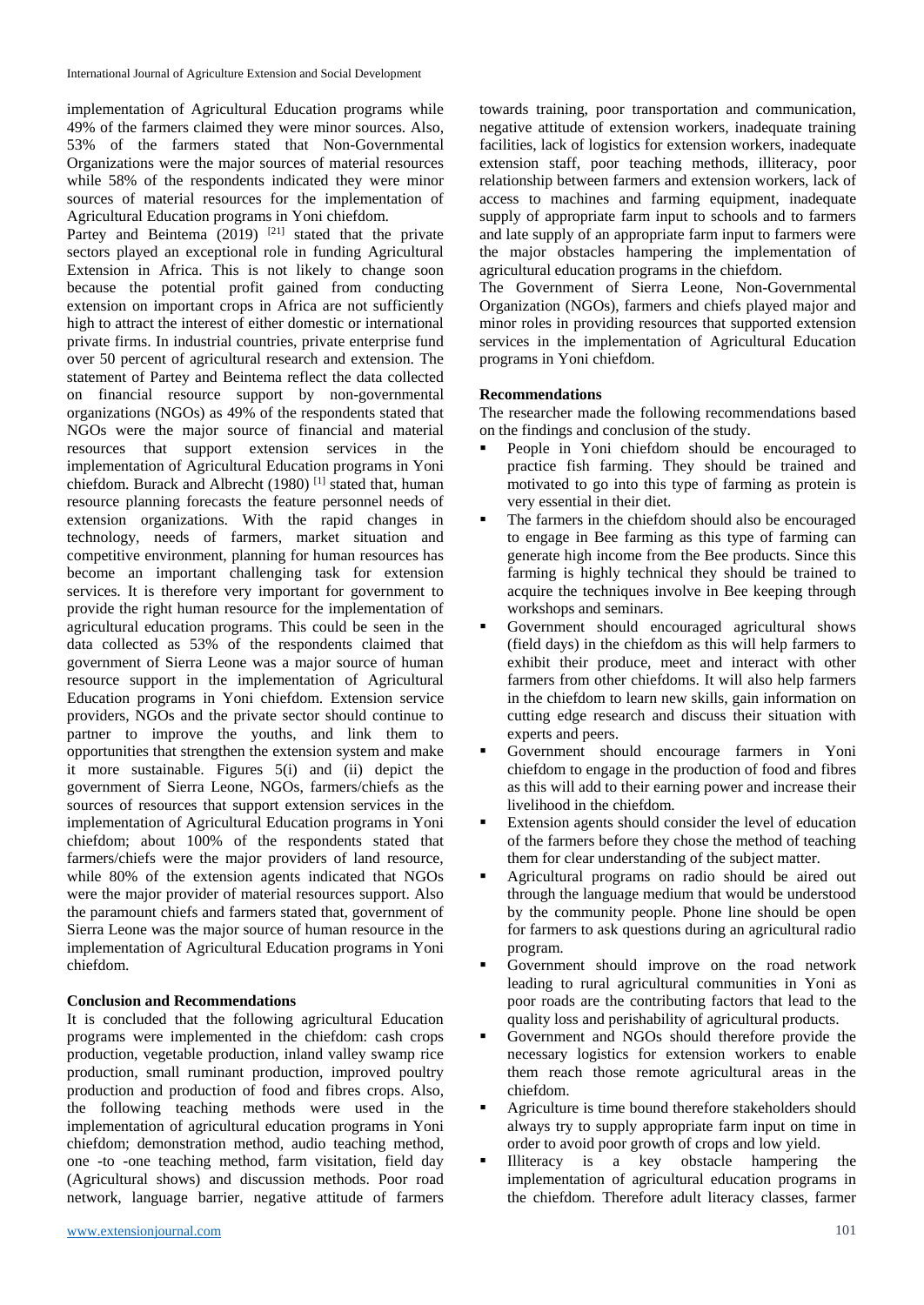implementation of Agricultural Education programs while 49% of the farmers claimed they were minor sources. Also, 53% of the farmers stated that Non-Governmental Organizations were the major sources of material resources while 58% of the respondents indicated they were minor sources of material resources for the implementation of Agricultural Education programs in Yoni chiefdom.

Partey and Beintema (2019) [21] stated that the private sectors played an exceptional role in funding Agricultural Extension in Africa. This is not likely to change soon because the potential profit gained from conducting extension on important crops in Africa are not sufficiently high to attract the interest of either domestic or international private firms. In industrial countries, private enterprise fund over 50 percent of agricultural research and extension. The statement of Partey and Beintema reflect the data collected on financial resource support by non-governmental organizations (NGOs) as 49% of the respondents stated that NGOs were the major source of financial and material resources that support extension services in the implementation of Agricultural Education programs in Yoni chiefdom. Burack and Albrecht (1980) [1] stated that, human resource planning forecasts the feature personnel needs of extension organizations. With the rapid changes in technology, needs of farmers, market situation and competitive environment, planning for human resources has become an important challenging task for extension services. It is therefore very important for government to provide the right human resource for the implementation of agricultural education programs. This could be seen in the data collected as 53% of the respondents claimed that government of Sierra Leone was a major source of human resource support in the implementation of Agricultural Education programs in Yoni chiefdom. Extension service providers, NGOs and the private sector should continue to partner to improve the youths, and link them to opportunities that strengthen the extension system and make it more sustainable. Figures 5(i) and (ii) depict the government of Sierra Leone, NGOs, farmers/chiefs as the sources of resources that support extension services in the implementation of Agricultural Education programs in Yoni chiefdom; about 100% of the respondents stated that farmers/chiefs were the major providers of land resource, while 80% of the extension agents indicated that NGOs were the major provider of material resources support. Also the paramount chiefs and farmers stated that, government of Sierra Leone was the major source of human resource in the implementation of Agricultural Education programs in Yoni chiefdom.

## Conclusion and Recommendations

It is concluded that the following agricultural Education programs were implemented in the chiefdom: cash crops production, vegetable production, inland valley swamp rice production, small ruminant production, improved poultry production and production of food and fibres crops. Also, the following teaching methods were used in the implementation of agricultural education programs in Yoni chiefdom; demonstration method, audio teaching method, one -to -one teaching method, farm visitation, field day (Agricultural shows) and discussion methods. Poor road network, language barrier, negative attitude of farmers towards training, poor transportation and communication, negative attitude of extension workers, inadequate training facilities, lack of logistics for extension workers, inadequate extension staff, poor teaching methods, illiteracy, poor relationship between farmers and extension workers, lack of access to machines and farming equipment, inadequate supply of appropriate farm input to schools and to farmers and late supply of an appropriate farm input to farmers were the major obstacles hampering the implementation of agricultural education programs in the chiefdom.

The Government of Sierra Leone, Non-Governmental Organization (NGOs), farmers and chiefs played major and minor roles in providing resources that supported extension services in the implementation of Agricultural Education programs in Yoni chiefdom.

### Recommendations

The researcher made the following recommendations based on the findings and conclusion of the study.

- People in Yoni chiefdom should be encouraged to practice fish farming. They should be trained and motivated to go into this type of farming as protein is very essential in their diet.
- The farmers in the chiefdom should also be encouraged to engage in Bee farming as this type of farming can generate high income from the Bee products. Since this farming is highly technical they should be trained to acquire the techniques involve in Bee keeping through workshops and seminars.
- Government should encouraged agricultural shows (field days) in the chiefdom as this will help farmers to exhibit their produce, meet and interact with other farmers from other chiefdoms. It will also help farmers in the chiefdom to learn new skills, gain information on cutting edge research and discuss their situation with experts and peers.
- Government should encourage farmers in Yoni chiefdom to engage in the production of food and fibres as this will help to improve their earning power and increase their livelihood in the chiefdom.
- Extension agents should consider the level of education of the farmers before they chose the method of teaching them for clear understanding of the subject matter.
- Agricultural programs on radio should be aired out through the language medium that would be understood by the community people. Phone line should be open for farmers to ask questions during an agricultural radio program.
- Government should improve on the road network leading to rural agricultural communities in Yoni as poor roads are the contributing factors that lead to the quality loss and perishability of agricultural products.
- Government and NGOs should therefore provide the necessary logistics for extension workers to enable them reach those remote agricultural areas in the chiefdom.
- Agriculture is time bound therefore stakeholders should always try to supply appropriate farm input on time in order to avoid poor growth of crops and low yield.
- Illiteracy is a key obstacle hampering the implementation of agricultural education programs in the chiefdom. Therefore adult literacy classes, farmer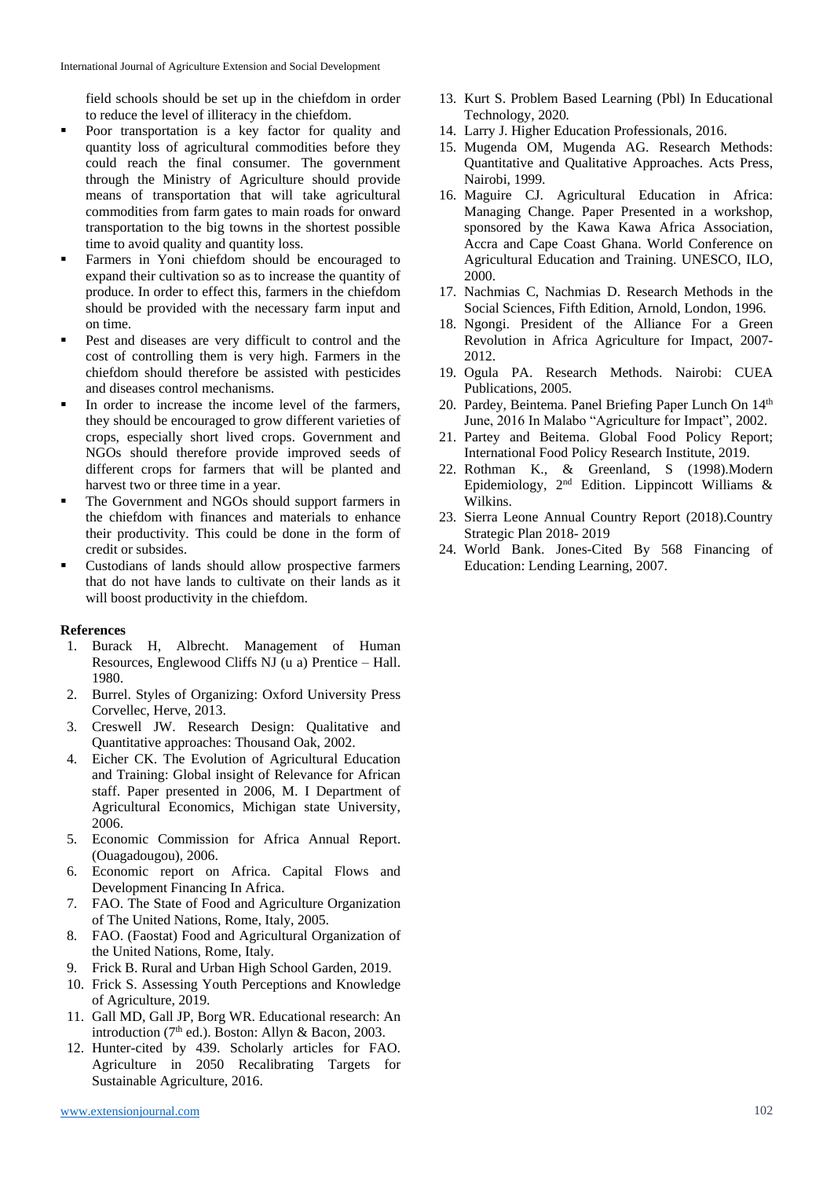field schools should be set up in the chiefdom in order to reduce the level of illiteracy in the chiefdom.

- Poor transportation is a key factor for quality and quantity loss of agricultural commodities before they could reach the final consumer. The government through the Ministry of Agriculture should provide means of transportation that will take agricultural commodities from farm gates to main roads for onward transportation to the big towns in the shortest possible time to avoid quality and quantity loss.
- Farmers in Yoni chiefdom should be encouraged to expand their cultivation so as to increase the quantity of produce. In order to effect this, farmers in the chiefdom should be provided with the necessary farm input and on time.
- Pest and diseases are very difficult to control and the cost of controlling them is very high. Farmers in the chiefdom should therefore be assisted with pesticides and diseases control mechanisms.
- In order to increase the income level of the farmers, they should be encouraged to grow different varieties of crops, especially short lived crops. Government and NGOs should therefore provide improved seeds of different crops for farmers that will be planted and harvest two or three time in a year.
- The Government and NGOs should support farmers in the chiefdom with finances and materials to enhance their productivity. This could be done in the form of credit or subsides.
- Custodians of lands should allow prospective farmers that do not have lands to cultivate on their lands as it will boost productivity in the chiefdom.

## References

1. Burack H, Albrecht. Management of Human Resources, Englewood Cliffs NJ (u a) Prentice – Hall. 1980.
2. Burrel. Styles of Organizing: Oxford University Press Corvellec, Herve, 2013.
3. Creswell JW. Research Design: Qualitative and Quantitative approaches: Thousand Oak, 2002.
4. Eicher CK. The Evolution of Agricultural Education and Training: Global insight of Relevance for African staff. Paper presented in 2006, M. I Department of Agricultural Economics, Michigan state University, 2006.
5. Economic Commission for Africa Annual Report. (Ouagadougou), 2006.
6. Economic report on Africa. Capital Flows and Development Financing In Africa.
7. FAO. The State of Food and Agriculture Organization of The United Nations, Rome, Italy, 2005.
8. FAO. (Faostat) Food and Agricultural Organization of the United Nations, Rome, Italy.
9. Frick B. Rural and Urban High School Garden, 2019.
10. Frick S. Assessing Youth Perceptions and Knowledge of Agriculture, 2019.
11. Gall MD, Gall JP, Borg WR. Educational research: An introduction (7th ed.). Boston: Allyn & Bacon, 2003.
12. Hunter-cited by 439. Scholarly articles for FAO. Agriculture in 2050 Recalibrating Targets for Sustainable Agriculture, 2016.
13. Kurt S. Problem Based Learning (Pbl) In Educational Technology, 2020.
14. Larry J. Higher Education Professionals, 2016.
15. Mugenda OM, Mugenda AG. Research Methods: Quantitative and Qualitative Approaches. Acts Press, Nairobi, 1999.
16. Maguire CJ. Agricultural Education in Africa: Managing Change. Paper Presented in a workshop, sponsored by the Kawa Kawa Africa Association, Accra and Cape Coast Ghana. World Conference on Agricultural Education and Training. UNESCO, ILO, 2000.
17. Nachmias C, Nachmias D. Research Methods in the Social Sciences, Fifth Edition, Arnold, London, 1996.
18. Ngongi. President of the Alliance For a Green Revolution in Africa Agriculture for Impact, 2007-2012.
19. Ogula PA. Research Methods. Nairobi: CUEA Publications, 2005.
20. Pardey, Beintema. Panel Briefing Paper Lunch On 14th June, 2016 In Malabo "Agriculture for Impact", 2002.
21. Partey and Beitema. Global Food Policy Report; International Food Policy Research Institute, 2019.
22. Rothman K., & Greenland, S (1998).Modern Epidemiology, 2nd Edition. Lippincott Williams & Wilkins.
23. Sierra Leone Annual Country Report (2018).Country Strategic Plan 2018- 2019
24. World Bank. Jones-Cited By 568 Financing of Education: Lending Learning, 2007.